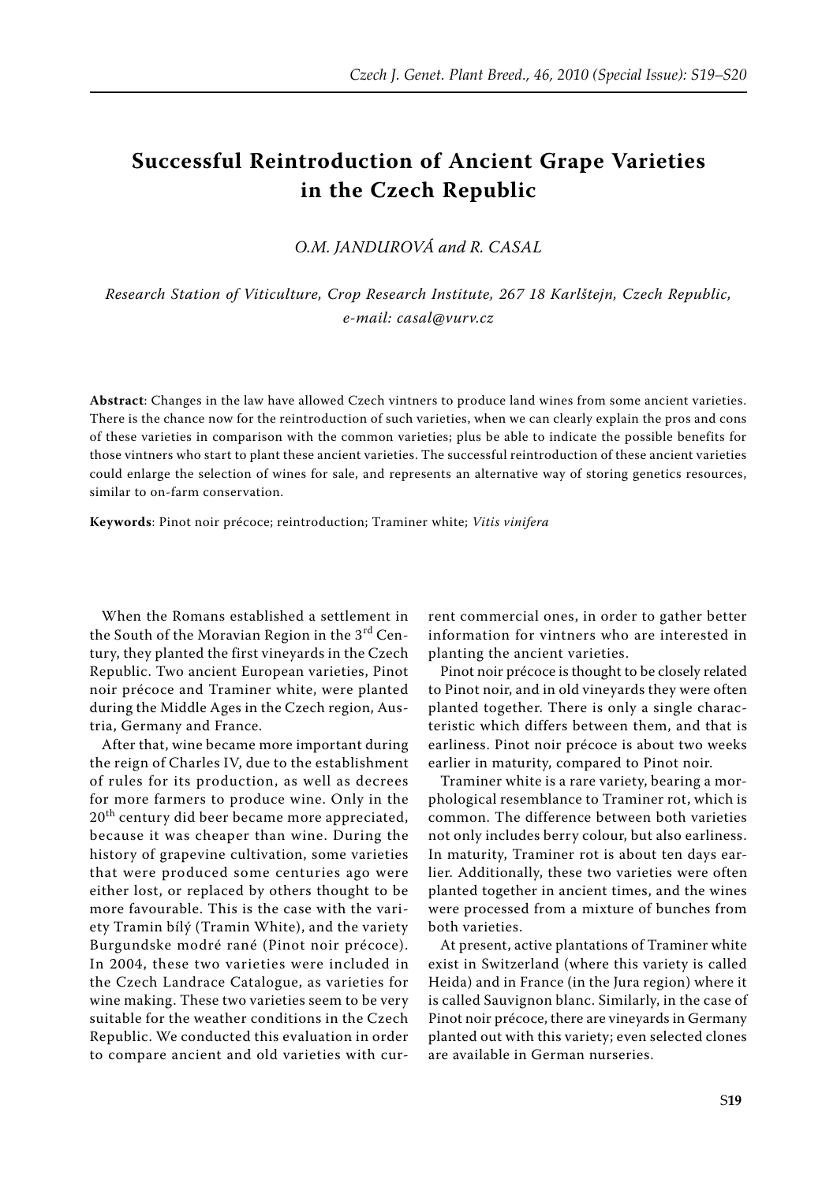# Successful Reintroduction of Ancient Grape Varieties in the Czech Republic

*O.M. JANDUROVÁ and R. CASAL*

*Research Station of Viticulture, Crop Research Institute, 267 18 Karlštejn, Czech Republic, e-mail: casal@vurv.cz*

**Abstract**: Changes in the law have allowed Czech vintners to produce land wines from some ancient varieties. There is the chance now for the reintroduction of such varieties, when we can clearly explain the pros and cons of these varieties in comparison with the common varieties; plus be able to indicate the possible benefits for those vintners who start to plant these ancient varieties. The successful reintroduction of these ancient varieties could enlarge the selection of wines for sale, and represents an alternative way of storing genetics resources, similar to on-farm conservation.

**Keywords**: Pinot noir précoce; reintroduction; Traminer white; *Vitis vinifera*

When the Romans established a settlement in the South of the Moravian Region in the 3rd Century, they planted the first vineyards in the Czech Republic. Two ancient European varieties, Pinot noir précoce and Traminer white, were planted during the Middle Ages in the Czech region, Austria, Germany and France.

After that, wine became more important during the reign of Charles IV, due to the establishment of rules for its production, as well as decrees for more farmers to produce wine. Only in the 20th century did beer became more appreciated, because it was cheaper than wine. During the history of grapevine cultivation, some varieties that were produced some centuries ago were either lost, or replaced by others thought to be more favourable. This is the case with the variety Tramin bílý (Tramin White), and the variety Burgundske modré rané (Pinot noir précoce). In 2004, these two varieties were included in the Czech Landrace Catalogue, as varieties for wine making. These two varieties seem to be very suitable for the weather conditions in the Czech Republic. We conducted this evaluation in order to compare ancient and old varieties with current commercial ones, in order to gather better information for vintners who are interested in planting the ancient varieties.

Pinot noir précoce is thought to be closely related to Pinot noir, and in old vineyards they were often planted together. There is only a single characteristic which differs between them, and that is earliness. Pinot noir précoce is about two weeks earlier in maturity, compared to Pinot noir.

Traminer white is a rare variety, bearing a morphological resemblance to Traminer rot, which is common. The difference between both varieties not only includes berry colour, but also earliness. In maturity, Traminer rot is about ten days earlier. Additionally, these two varieties were often planted together in ancient times, and the wines were processed from a mixture of bunches from both varieties.

At present, active plantations of Traminer white exist in Switzerland (where this variety is called Heida) and in France (in the Jura region) where it is called Sauvignon blanc. Similarly, in the case of Pinot noir précoce, there are vineyards in Germany planted out with this variety; even selected clones are available in German nurseries.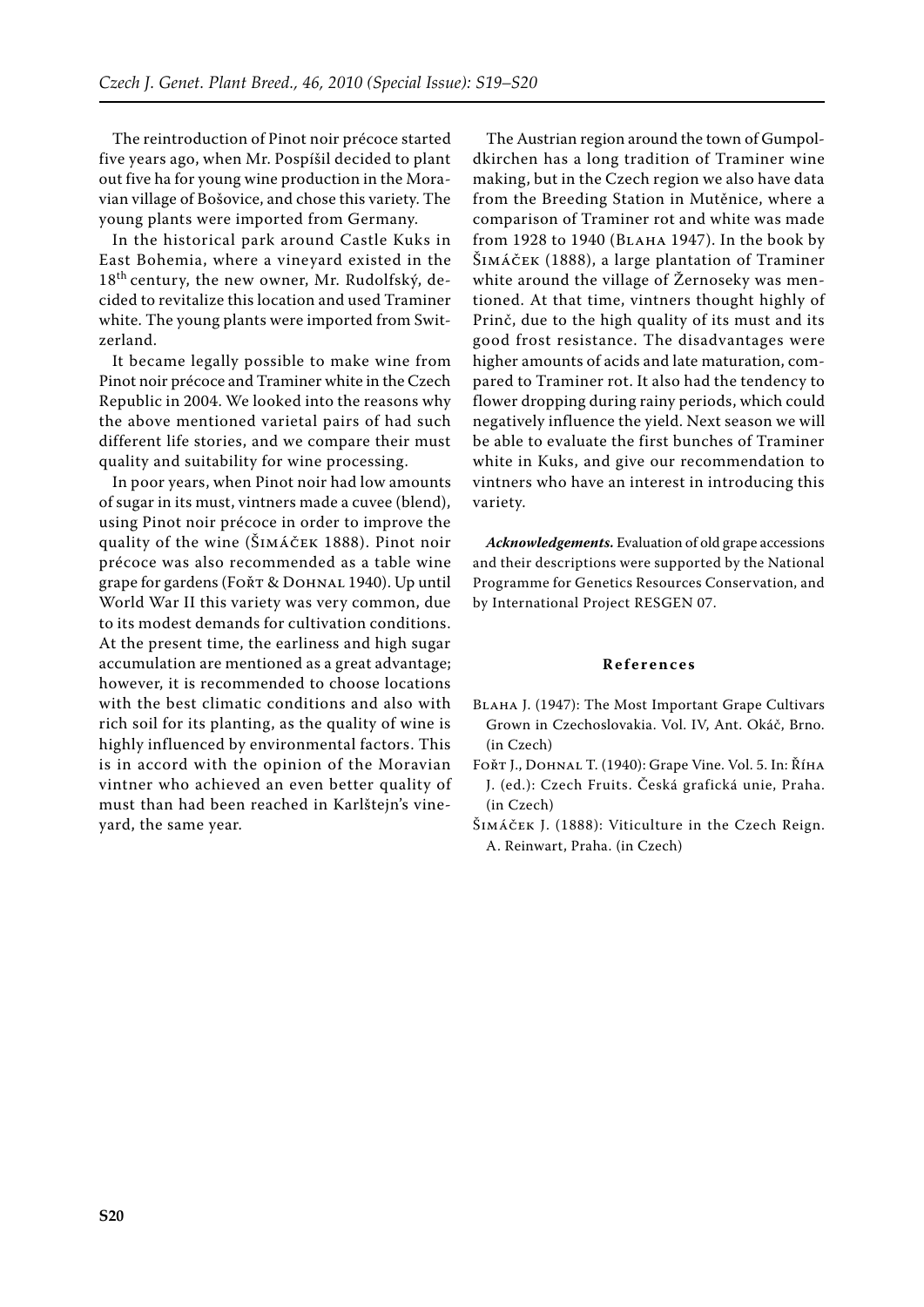The reintroduction of Pinot noir précoce started five years ago, when Mr. Pospíšil decided to plant out five ha for young wine production in the Moravian village of Bošovice, and chose this variety. The young plants were imported from Germany.

In the historical park around Castle Kuks in East Bohemia, where a vineyard existed in the 18th century, the new owner, Mr. Rudolfský, decided to revitalize this location and used Traminer white. The young plants were imported from Switzerland.

It became legally possible to make wine from Pinot noir précoce and Traminer white in the Czech Republic in 2004. We looked into the reasons why the above mentioned varietal pairs of had such different life stories, and we compare their must quality and suitability for wine processing.

In poor years, when Pinot noir had low amounts of sugar in its must, vintners made a cuvee (blend), using Pinot noir précoce in order to improve the quality of the wine (Šimáček 1888). Pinot noir précoce was also recommended as a table wine grape for gardens (Fořt & Dohnal 1940). Up until World War II this variety was very common, due to its modest demands for cultivation conditions. At the present time, the earliness and high sugar accumulation are mentioned as a great advantage; however, it is recommended to choose locations with the best climatic conditions and also with rich soil for its planting, as the quality of wine is highly influenced by environmental factors. This is in accord with the opinion of the Moravian vintner who achieved an even better quality of must than had been reached in Karlštejn's vineyard, the same year.

The Austrian region around the town of Gumpoldkirchen has a long tradition of Traminer wine making, but in the Czech region we also have data from the Breeding Station in Mutěnice, where a comparison of Traminer rot and white was made from 1928 to 1940 (Blaha 1947). In the book by Šimáček (1888), a large plantation of Traminer white around the village of Žernoseky was mentioned. At that time, vintners thought highly of Prinč, due to the high quality of its must and its good frost resistance. The disadvantages were higher amounts of acids and late maturation, compared to Traminer rot. It also had the tendency to flower dropping during rainy periods, which could negatively influence the yield. Next season we will be able to evaluate the first bunches of Traminer white in Kuks, and give our recommendation to vintners who have an interest in introducing this variety.

***Acknowledgements.*** Evaluation of old grape accessions and their descriptions were supported by the National Programme for Genetics Resources Conservation, and by International Project RESGEN 07.

## References

Blaha J. (1947): The Most Important Grape Cultivars Grown in Czechoslovakia. Vol. IV, Ant. Okáč, Brno. (in Czech)

Fořt J., Dohnal T. (1940): Grape Vine. Vol. 5. In: Říha J. (ed.): Czech Fruits. Česká grafická unie, Praha. (in Czech)

Šimáček J. (1888): Viticulture in the Czech Reign. A. Reinwart, Praha. (in Czech)